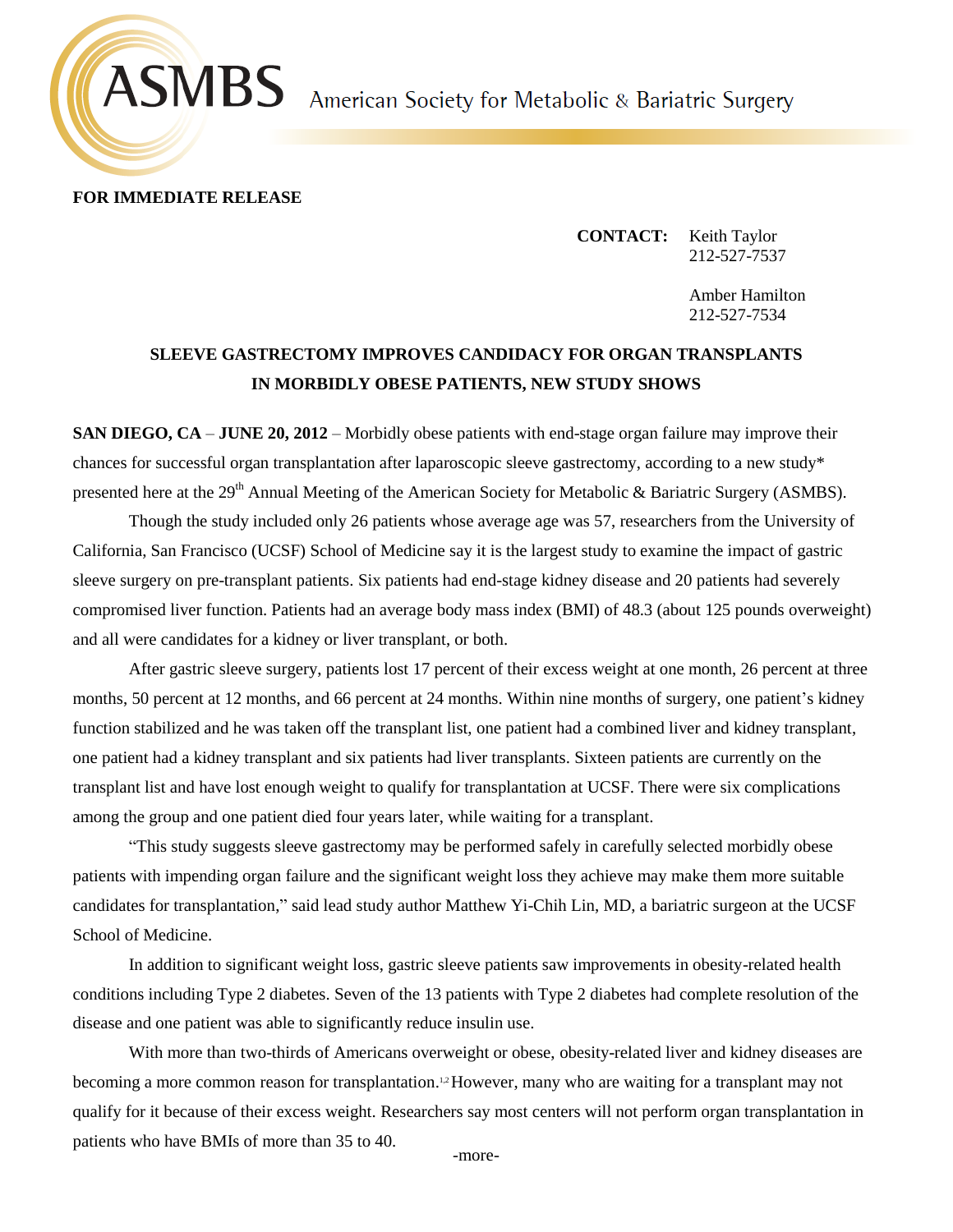ASMBS American Society for Metabolic & Bariatric Surgery

**FOR IMMEDIATE RELEASE**

**CONTACT:** Keith Taylor
212-527-7537

Amber Hamilton
212-527-7534

## SLEEVE GASTRECTOMY IMPROVES CANDIDACY FOR ORGAN TRANSPLANTS IN MORBIDLY OBESE PATIENTS, NEW STUDY SHOWS

**SAN DIEGO, CA** – **JUNE 20, 2012** – Morbidly obese patients with end-stage organ failure may improve their chances for successful organ transplantation after laparoscopic sleeve gastrectomy, according to a new study* presented here at the 29th Annual Meeting of the American Society for Metabolic & Bariatric Surgery (ASMBS).

Though the study included only 26 patients whose average age was 57, researchers from the University of California, San Francisco (UCSF) School of Medicine say it is the largest study to examine the impact of gastric sleeve surgery on pre-transplant patients. Six patients had end-stage kidney disease and 20 patients had severely compromised liver function. Patients had an average body mass index (BMI) of 48.3 (about 125 pounds overweight) and all were candidates for a kidney or liver transplant, or both.

After gastric sleeve surgery, patients lost 17 percent of their excess weight at one month, 26 percent at three months, 50 percent at 12 months, and 66 percent at 24 months. Within nine months of surgery, one patient's kidney function stabilized and he was taken off the transplant list, one patient had a combined liver and kidney transplant, one patient had a kidney transplant and six patients had liver transplants. Sixteen patients are currently on the transplant list and have lost enough weight to qualify for transplantation at UCSF. There were six complications among the group and one patient died four years later, while waiting for a transplant.

"This study suggests sleeve gastrectomy may be performed safely in carefully selected morbidly obese patients with impending organ failure and the significant weight loss they achieve may make them more suitable candidates for transplantation," said lead study author Matthew Yi-Chih Lin, MD, a bariatric surgeon at the UCSF School of Medicine.

In addition to significant weight loss, gastric sleeve patients saw improvements in obesity-related health conditions including Type 2 diabetes. Seven of the 13 patients with Type 2 diabetes had complete resolution of the disease and one patient was able to significantly reduce insulin use.

With more than two-thirds of Americans overweight or obese, obesity-related liver and kidney diseases are becoming a more common reason for transplantation.[1,2] However, many who are waiting for a transplant may not qualify for it because of their excess weight. Researchers say most centers will not perform organ transplantation in patients who have BMIs of more than 35 to 40.

-more-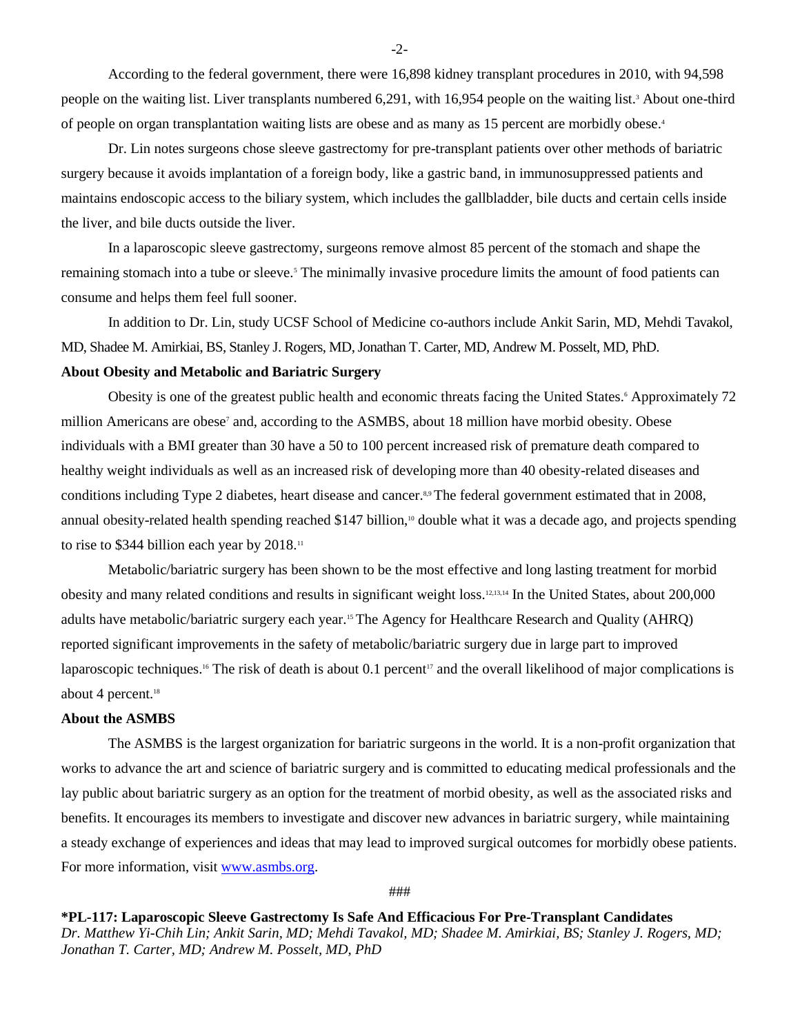According to the federal government, there were 16,898 kidney transplant procedures in 2010, with 94,598 people on the waiting list. Liver transplants numbered 6,291, with 16,954 people on the waiting list.[3] About one-third of people on organ transplantation waiting lists are obese and as many as 15 percent are morbidly obese.[4]

Dr. Lin notes surgeons chose sleeve gastrectomy for pre-transplant patients over other methods of bariatric surgery because it avoids implantation of a foreign body, like a gastric band, in immunosuppressed patients and maintains endoscopic access to the biliary system, which includes the gallbladder, bile ducts and certain cells inside the liver, and bile ducts outside the liver.

In a laparoscopic sleeve gastrectomy, surgeons remove almost 85 percent of the stomach and shape the remaining stomach into a tube or sleeve.[5] The minimally invasive procedure limits the amount of food patients can consume and helps them feel full sooner.

In addition to Dr. Lin, study UCSF School of Medicine co-authors include Ankit Sarin, MD, Mehdi Tavakol, MD, Shadee M. Amirkiai, BS, Stanley J. Rogers, MD, Jonathan T. Carter, MD, Andrew M. Posselt, MD, PhD.

**About Obesity and Metabolic and Bariatric Surgery**

Obesity is one of the greatest public health and economic threats facing the United States.[6] Approximately 72 million Americans are obese[7] and, according to the ASMBS, about 18 million have morbid obesity. Obese individuals with a BMI greater than 30 have a 50 to 100 percent increased risk of premature death compared to healthy weight individuals as well as an increased risk of developing more than 40 obesity-related diseases and conditions including Type 2 diabetes, heart disease and cancer.[8,9] The federal government estimated that in 2008, annual obesity-related health spending reached $147 billion,[10] double what it was a decade ago, and projects spending to rise to $344 billion each year by 2018.[11]

Metabolic/bariatric surgery has been shown to be the most effective and long lasting treatment for morbid obesity and many related conditions and results in significant weight loss.[12,13,14] In the United States, about 200,000 adults have metabolic/bariatric surgery each year.[15] The Agency for Healthcare Research and Quality (AHRQ) reported significant improvements in the safety of metabolic/bariatric surgery due in large part to improved laparoscopic techniques.[16] The risk of death is about 0.1 percent[17] and the overall likelihood of major complications is about 4 percent.[18]

**About the ASMBS**

The ASMBS is the largest organization for bariatric surgeons in the world. It is a non-profit organization that works to advance the art and science of bariatric surgery and is committed to educating medical professionals and the lay public about bariatric surgery as an option for the treatment of morbid obesity, as well as the associated risks and benefits. It encourages its members to investigate and discover new advances in bariatric surgery, while maintaining a steady exchange of experiences and ideas that may lead to improved surgical outcomes for morbidly obese patients. For more information, visit [www.asmbs.org](www.asmbs.org).

###

**\*PL-117: Laparoscopic Sleeve Gastrectomy Is Safe And Efficacious For Pre-Transplant Candidates**
*Dr. Matthew Yi-Chih Lin; Ankit Sarin, MD; Mehdi Tavakol, MD; Shadee M. Amirkiai, BS; Stanley J. Rogers, MD; Jonathan T. Carter, MD; Andrew M. Posselt, MD, PhD*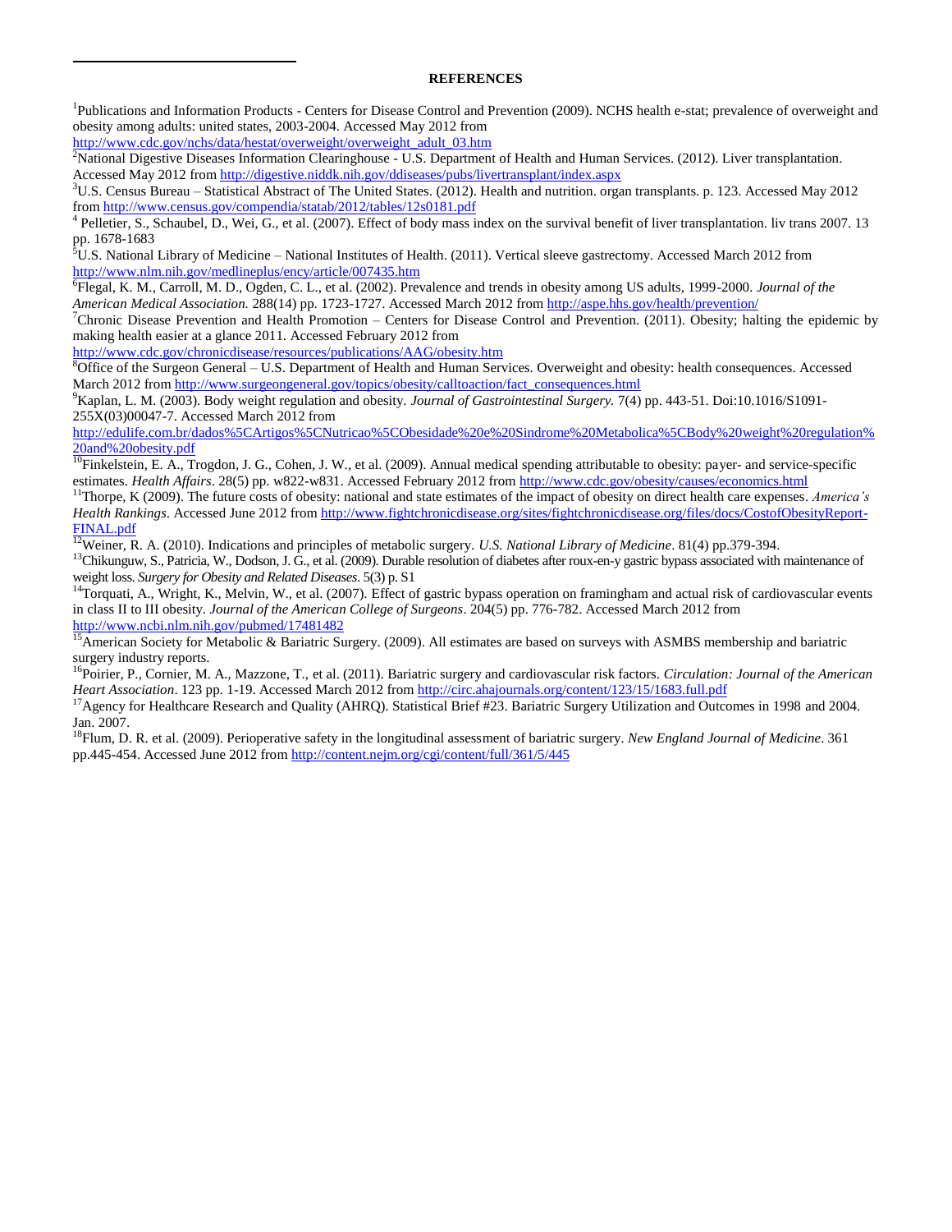**REFERENCES**

[1]Publications and Information Products - Centers for Disease Control and Prevention (2009). NCHS health e-stat; prevalence of overweight and obesity among adults: united states, 2003-2004. Accessed May 2012 from http://www.cdc.gov/nchs/data/hestat/overweight/overweight_adult_03.htm

[2]National Digestive Diseases Information Clearinghouse - U.S. Department of Health and Human Services. (2012). Liver transplantation. Accessed May 2012 from http://digestive.niddk.nih.gov/ddiseases/pubs/livertransplant/index.aspx

[3]U.S. Census Bureau – Statistical Abstract of The United States. (2012). Health and nutrition. organ transplants. p. 123. Accessed May 2012 from http://www.census.gov/compendia/statab/2012/tables/12s0181.pdf

[4] Pelletier, S., Schaubel, D., Wei, G., et al. (2007). Effect of body mass index on the survival benefit of liver transplantation. liv trans 2007. 13 pp. 1678-1683

[5]U.S. National Library of Medicine – National Institutes of Health. (2011). Vertical sleeve gastrectomy. Accessed March 2012 from http://www.nlm.nih.gov/medlineplus/ency/article/007435.htm

[6]Flegal, K. M., Carroll, M. D., Ogden, C. L., et al. (2002). Prevalence and trends in obesity among US adults, 1999-2000. *Journal of the American Medical Association.* 288(14) pp. 1723-1727. Accessed March 2012 from http://aspe.hhs.gov/health/prevention/

[7]Chronic Disease Prevention and Health Promotion – Centers for Disease Control and Prevention. (2011). Obesity; halting the epidemic by making health easier at a glance 2011. Accessed February 2012 from http://www.cdc.gov/chronicdisease/resources/publications/AAG/obesity.htm

[8]Office of the Surgeon General – U.S. Department of Health and Human Services. Overweight and obesity: health consequences. Accessed March 2012 from http://www.surgeongeneral.gov/topics/obesity/calltoaction/fact_consequences.html

[9]Kaplan, L. M. (2003). Body weight regulation and obesity. *Journal of Gastrointestinal Surgery.* 7(4) pp. 443-51. Doi:10.1016/S1091-255X(03)00047-7. Accessed March 2012 from http://edulife.com.br/dados%5CArtigos%5CNutricao%5CObesidade%20e%20Sindrome%20Metabolica%5CBody%20weight%20regulation%20and%20obesity.pdf

[10]Finkelstein, E. A., Trogdon, J. G., Cohen, J. W., et al. (2009). Annual medical spending attributable to obesity: payer- and service-specific estimates. *Health Affairs*. 28(5) pp. w822-w831. Accessed February 2012 from http://www.cdc.gov/obesity/causes/economics.html

[11]Thorpe, K (2009). The future costs of obesity: national and state estimates of the impact of obesity on direct health care expenses. *America's Health Rankings*. Accessed June 2012 from http://www.fightchronicdisease.org/sites/fightchronicdisease.org/files/docs/CostofObesityReport-FINAL.pdf

[12]Weiner, R. A. (2010). Indications and principles of metabolic surgery. *U.S. National Library of Medicine*. 81(4) pp.379-394.

[13]Chikunguw, S., Patricia, W., Dodson, J. G., et al. (2009). Durable resolution of diabetes after roux-en-y gastric bypass associated with maintenance of weight loss. *Surgery for Obesity and Related Diseases*. 5(3) p. S1

[14]Torquati, A., Wright, K., Melvin, W., et al. (2007). Effect of gastric bypass operation on framingham and actual risk of cardiovascular events in class II to III obesity. *Journal of the American College of Surgeons*. 204(5) pp. 776-782. Accessed March 2012 from http://www.ncbi.nlm.nih.gov/pubmed/17481482

[15]American Society for Metabolic & Bariatric Surgery. (2009). All estimates are based on surveys with ASMBS membership and bariatric surgery industry reports.

[16]Poirier, P., Cornier, M. A., Mazzone, T., et al. (2011). Bariatric surgery and cardiovascular risk factors. *Circulation: Journal of the American Heart Association*. 123 pp. 1-19. Accessed March 2012 from http://circ.ahajournals.org/content/123/15/1683.full.pdf

[17]Agency for Healthcare Research and Quality (AHRQ). Statistical Brief #23. Bariatric Surgery Utilization and Outcomes in 1998 and 2004. Jan. 2007.

[18]Flum, D. R. et al. (2009). Perioperative safety in the longitudinal assessment of bariatric surgery. *New England Journal of Medicine*. 361 pp.445-454. Accessed June 2012 from http://content.nejm.org/cgi/content/full/361/5/445